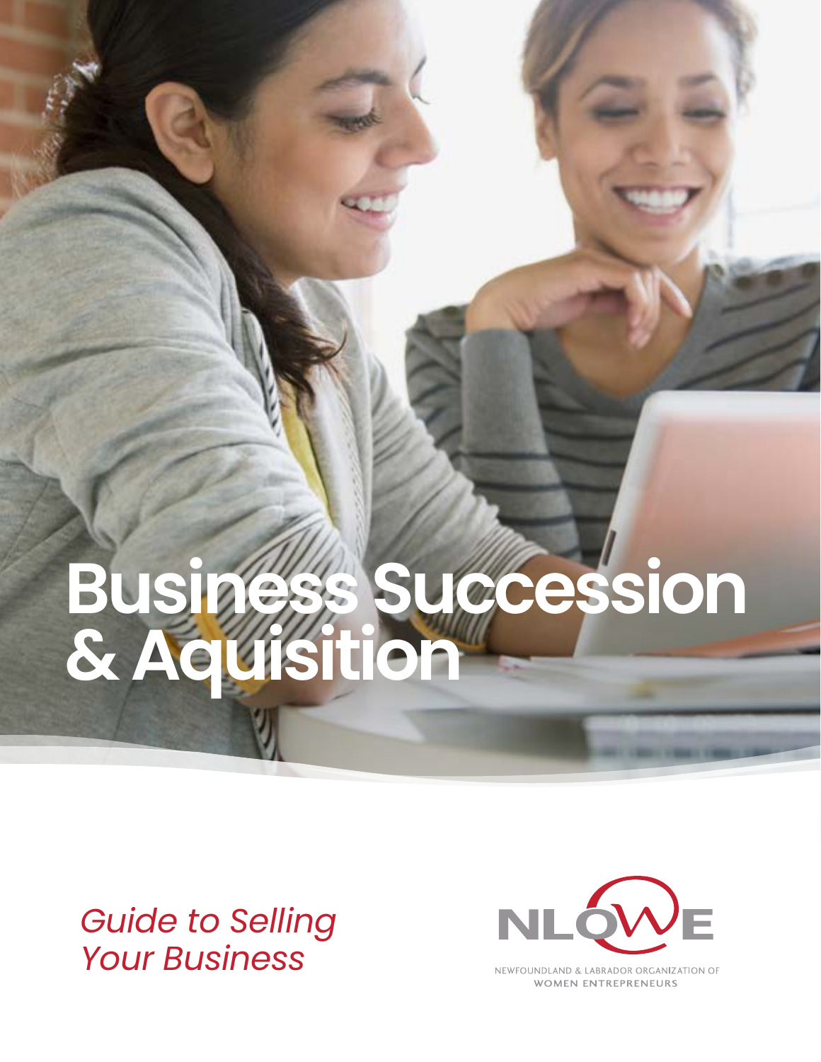# Business Succession & Aquisition

*Guide to Selling Your Business*

NLOWE

NEWFOUNDLAND & LABRADOR ORGANIZATION OF WOMEN ENTREPRENEURS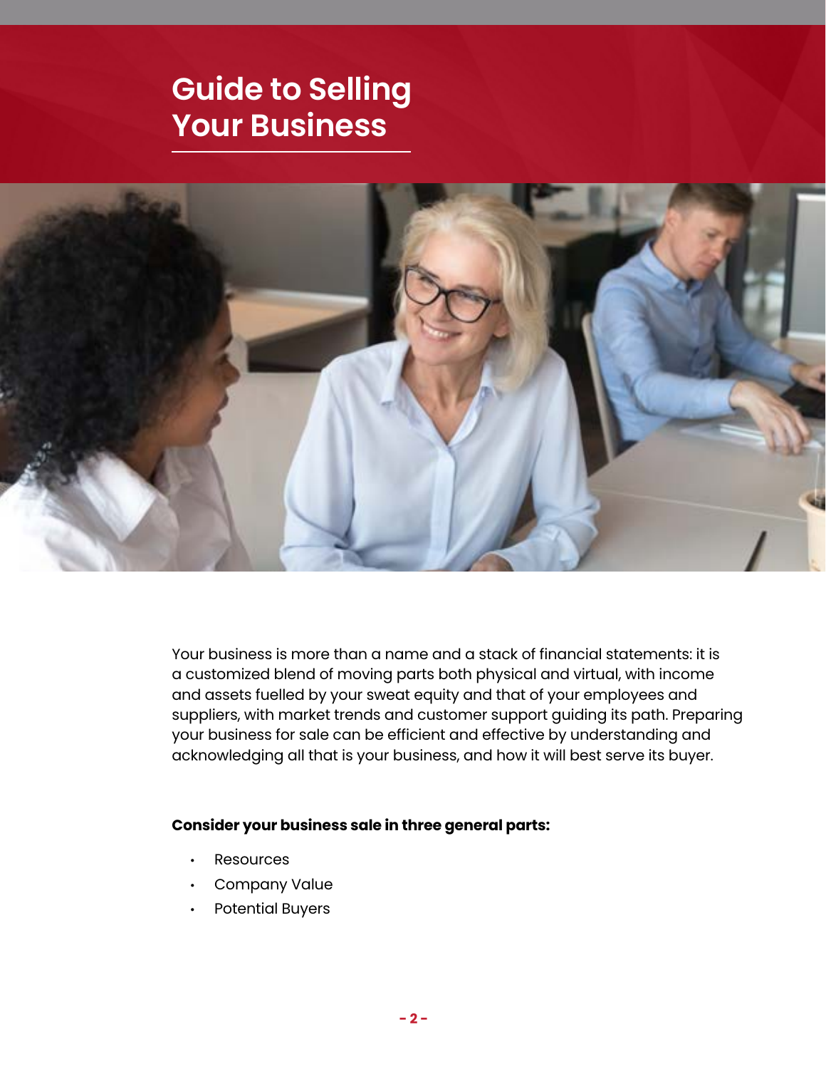# Guide to Selling Your Business

Your business is more than a name and a stack of financial statements: it is a customized blend of moving parts both physical and virtual, with income and assets fuelled by your sweat equity and that of your employees and suppliers, with market trends and customer support guiding its path. Preparing your business for sale can be efficient and effective by understanding and acknowledging all that is your business, and how it will best serve its buyer.

**Consider your business sale in three general parts:**

- Resources
- Company Value
- Potential Buyers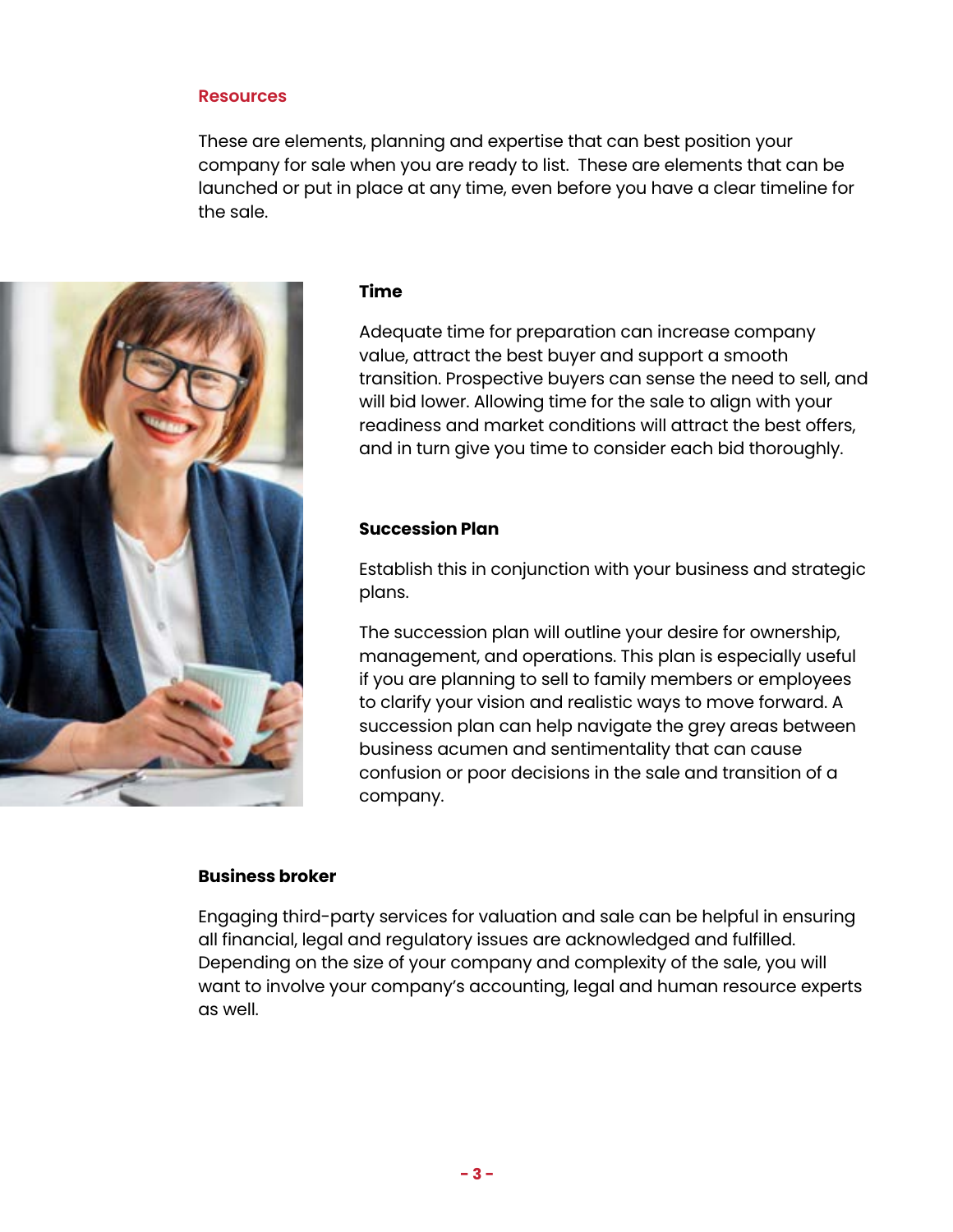## Resources

These are elements, planning and expertise that can best position your company for sale when you are ready to list. These are elements that can be launched or put in place at any time, even before you have a clear timeline for the sale.

### Time

Adequate time for preparation can increase company value, attract the best buyer and support a smooth transition. Prospective buyers can sense the need to sell, and will bid lower. Allowing time for the sale to align with your readiness and market conditions will attract the best offers, and in turn give you time to consider each bid thoroughly.

### Succession Plan

Establish this in conjunction with your business and strategic plans.

The succession plan will outline your desire for ownership, management, and operations. This plan is especially useful if you are planning to sell to family members or employees to clarify your vision and realistic ways to move forward. A succession plan can help navigate the grey areas between business acumen and sentimentality that can cause confusion or poor decisions in the sale and transition of a company.

### Business broker

Engaging third-party services for valuation and sale can be helpful in ensuring all financial, legal and regulatory issues are acknowledged and fulfilled. Depending on the size of your company and complexity of the sale, you will want to involve your company's accounting, legal and human resource experts as well.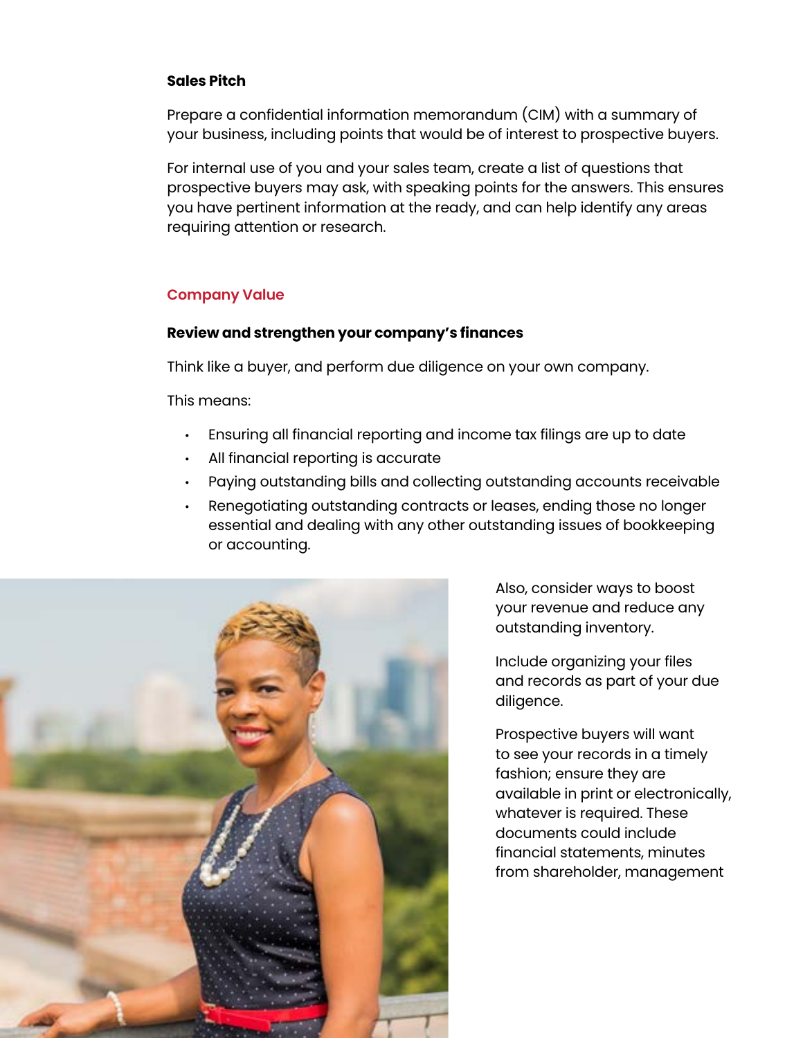**Sales Pitch**

Prepare a confidential information memorandum (CIM) with a summary of your business, including points that would be of interest to prospective buyers.

For internal use of you and your sales team, create a list of questions that prospective buyers may ask, with speaking points for the answers. This ensures you have pertinent information at the ready, and can help identify any areas requiring attention or research.

## Company Value

**Review and strengthen your company's finances**

Think like a buyer, and perform due diligence on your own company.

This means:

- Ensuring all financial reporting and income tax filings are up to date
- All financial reporting is accurate
- Paying outstanding bills and collecting outstanding accounts receivable
- Renegotiating outstanding contracts or leases, ending those no longer essential and dealing with any other outstanding issues of bookkeeping or accounting.

Also, consider ways to boost your revenue and reduce any outstanding inventory.

Include organizing your files and records as part of your due diligence.

Prospective buyers will want to see your records in a timely fashion; ensure they are available in print or electronically, whatever is required. These documents could include financial statements, minutes from shareholder, management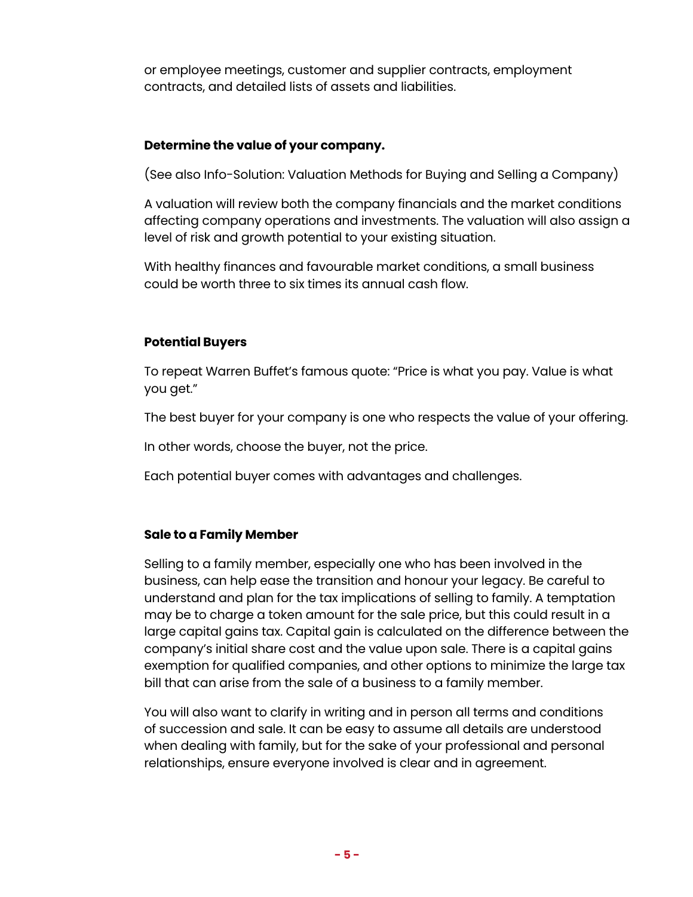or employee meetings, customer and supplier contracts, employment contracts, and detailed lists of assets and liabilities.

**Determine the value of your company.**

(See also Info-Solution: Valuation Methods for Buying and Selling a Company)

A valuation will review both the company financials and the market conditions affecting company operations and investments. The valuation will also assign a level of risk and growth potential to your existing situation.

With healthy finances and favourable market conditions, a small business could be worth three to six times its annual cash flow.

**Potential Buyers**

To repeat Warren Buffet's famous quote: "Price is what you pay. Value is what you get."

The best buyer for your company is one who respects the value of your offering.

In other words, choose the buyer, not the price.

Each potential buyer comes with advantages and challenges.

**Sale to a Family Member**

Selling to a family member, especially one who has been involved in the business, can help ease the transition and honour your legacy. Be careful to understand and plan for the tax implications of selling to family. A temptation may be to charge a token amount for the sale price, but this could result in a large capital gains tax. Capital gain is calculated on the difference between the company's initial share cost and the value upon sale. There is a capital gains exemption for qualified companies, and other options to minimize the large tax bill that can arise from the sale of a business to a family member.

You will also want to clarify in writing and in person all terms and conditions of succession and sale. It can be easy to assume all details are understood when dealing with family, but for the sake of your professional and personal relationships, ensure everyone involved is clear and in agreement.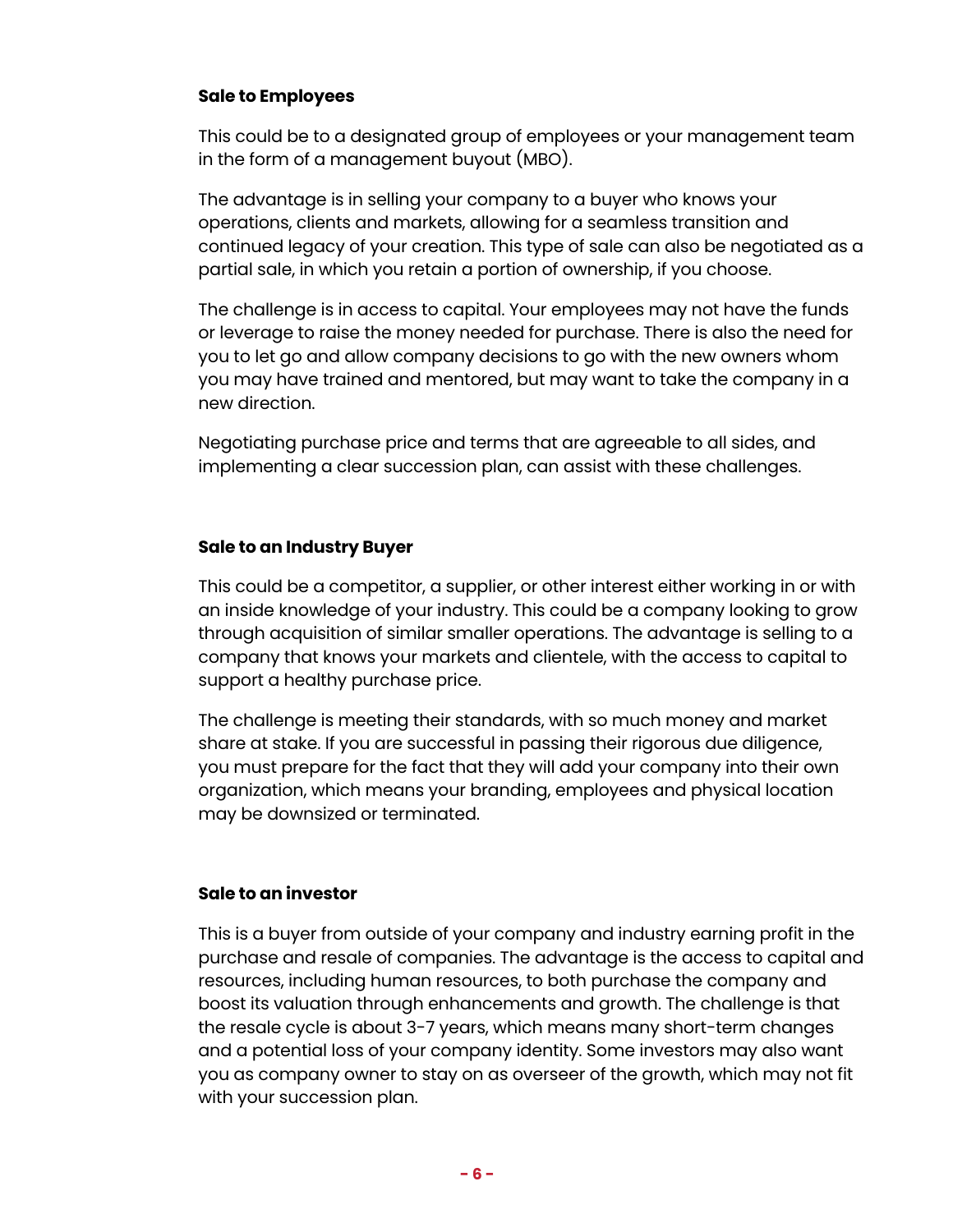**Sale to Employees**

This could be to a designated group of employees or your management team in the form of a management buyout (MBO).

The advantage is in selling your company to a buyer who knows your operations, clients and markets, allowing for a seamless transition and continued legacy of your creation. This type of sale can also be negotiated as a partial sale, in which you retain a portion of ownership, if you choose.

The challenge is in access to capital. Your employees may not have the funds or leverage to raise the money needed for purchase. There is also the need for you to let go and allow company decisions to go with the new owners whom you may have trained and mentored, but may want to take the company in a new direction.

Negotiating purchase price and terms that are agreeable to all sides, and implementing a clear succession plan, can assist with these challenges.

**Sale to an Industry Buyer**

This could be a competitor, a supplier, or other interest either working in or with an inside knowledge of your industry. This could be a company looking to grow through acquisition of similar smaller operations. The advantage is selling to a company that knows your markets and clientele, with the access to capital to support a healthy purchase price.

The challenge is meeting their standards, with so much money and market share at stake. If you are successful in passing their rigorous due diligence, you must prepare for the fact that they will add your company into their own organization, which means your branding, employees and physical location may be downsized or terminated.

**Sale to an investor**

This is a buyer from outside of your company and industry earning profit in the purchase and resale of companies. The advantage is the access to capital and resources, including human resources, to both purchase the company and boost its valuation through enhancements and growth. The challenge is that the resale cycle is about 3-7 years, which means many short-term changes and a potential loss of your company identity. Some investors may also want you as company owner to stay on as overseer of the growth, which may not fit with your succession plan.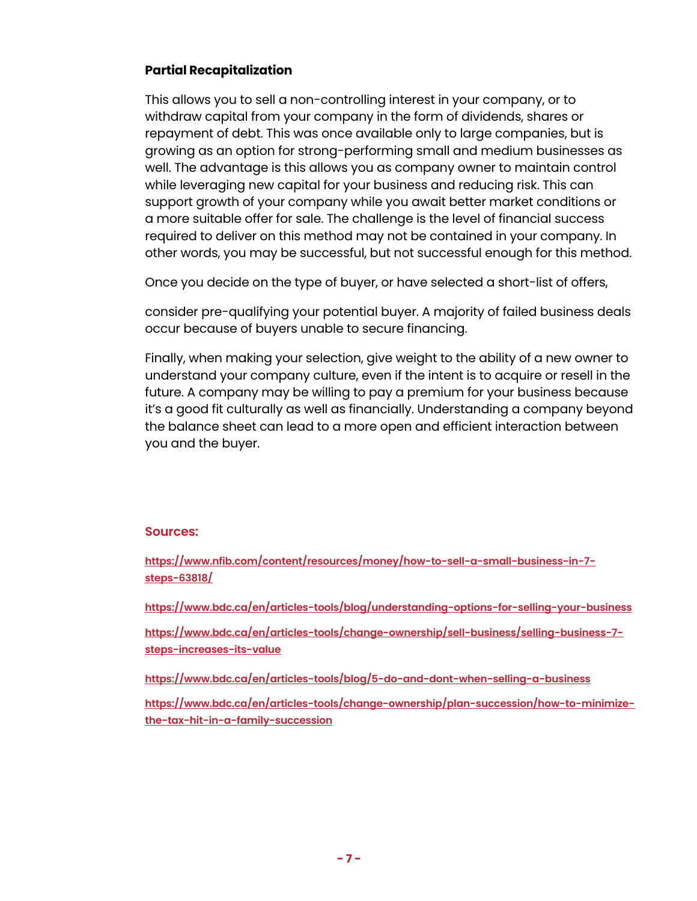**Partial Recapitalization**

This allows you to sell a non-controlling interest in your company, or to withdraw capital from your company in the form of dividends, shares or repayment of debt. This was once available only to large companies, but is growing as an option for strong-performing small and medium businesses as well. The advantage is this allows you as company owner to maintain control while leveraging new capital for your business and reducing risk. This can support growth of your company while you await better market conditions or a more suitable offer for sale. The challenge is the level of financial success required to deliver on this method may not be contained in your company. In other words, you may be successful, but not successful enough for this method.

Once you decide on the type of buyer, or have selected a short-list of offers,

consider pre-qualifying your potential buyer. A majority of failed business deals occur because of buyers unable to secure financing.

Finally, when making your selection, give weight to the ability of a new owner to understand your company culture, even if the intent is to acquire or resell in the future. A company may be willing to pay a premium for your business because it's a good fit culturally as well as financially. Understanding a company beyond the balance sheet can lead to a more open and efficient interaction between you and the buyer.

**Sources:**

https://www.nfib.com/content/resources/money/how-to-sell-a-small-business-in-7-steps-63818/

https://www.bdc.ca/en/articles-tools/blog/understanding-options-for-selling-your-business

https://www.bdc.ca/en/articles-tools/change-ownership/sell-business/selling-business-7-steps-increases-its-value

https://www.bdc.ca/en/articles-tools/blog/5-do-and-dont-when-selling-a-business

https://www.bdc.ca/en/articles-tools/change-ownership/plan-succession/how-to-minimize-the-tax-hit-in-a-family-succession